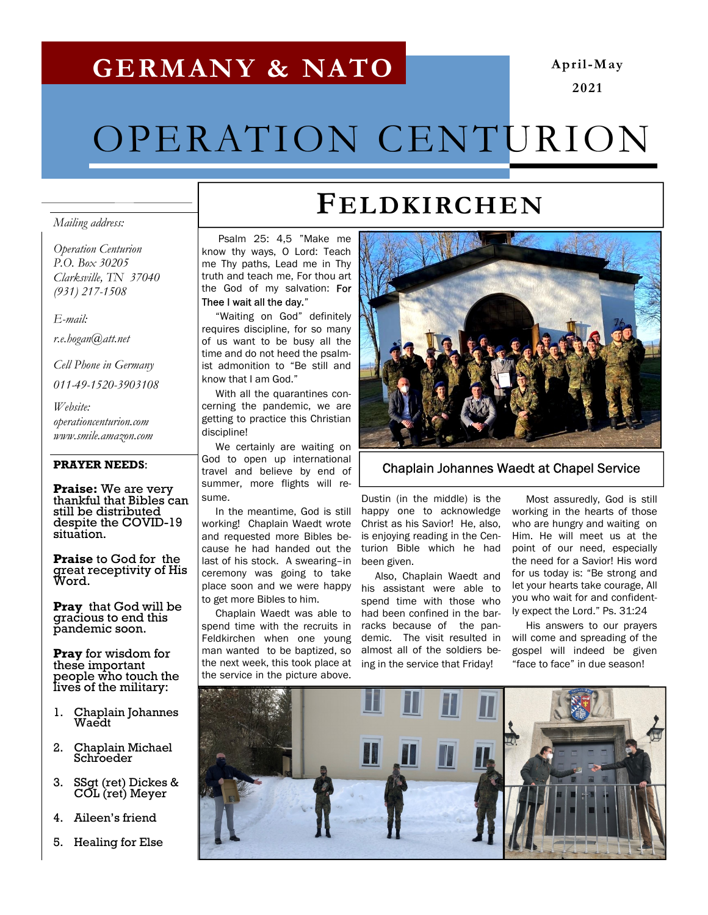# GERMANY & NATO

April-May 2021

# OPERATION CENTURION

*Mailing address:*

*Operation Centurion*
*P.O. Box 30205*
*Clarksville, TN 37040*
*(931) 217-1508*

*E-mail:*

*r.e.bogan@att.net*

*Cell Phone in Germany*

*011-49-1520-3903108*

*Website:*
*operationcenturion.com*
*www.smile.amazon.com*

**PRAYER NEEDS**:

**Praise:** We are very thankful that Bibles can still be distributed despite the COVID-19 situation.

**Praise** to God for the great receptivity of His Word.

**Pray** that God will be gracious to end this pandemic soon.

**Pray** for wisdom for these important people who touch the lives of the military:

1. Chaplain Johannes Waedt
2. Chaplain Michael Schroeder
3. SSgt (ret) Dickes & COL (ret) Meyer
4. Aileen's friend
5. Healing for Else

## FELDKIRCHEN

Psalm 25: 4,5 "Make me know thy ways, O Lord: Teach me Thy paths, Lead me in Thy truth and teach me, For thou art the God of my salvation: For Thee I wait all the day."

"Waiting on God" definitely requires discipline, for so many of us want to be busy all the time and do not heed the psalmist admonition to "Be still and know that I am God."

With all the quarantines concerning the pandemic, we are getting to practice this Christian discipline!

We certainly are waiting on God to open up international travel and believe by end of summer, more flights will resume.

In the meantime, God is still working! Chaplain Waedt wrote and requested more Bibles because he had handed out the last of his stock. A swearing–in ceremony was going to take place soon and we were happy to get more Bibles to him.

Chaplain Waedt was able to spend time with the recruits in Feldkirchen when one young man wanted to be baptized, so the next week, this took place at the service in the picture above.

Chaplain Johannes Waedt at Chapel Service

Dustin (in the middle) is the happy one to acknowledge Christ as his Savior! He, also, is enjoying reading in the Centurion Bible which he had been given.

Also, Chaplain Waedt and his assistant were able to spend time with those who had been confined in the barracks because of the pandemic. The visit resulted in almost all of the soldiers being in the service that Friday!

Most assuredly, God is still working in the hearts of those who are hungry and waiting on Him. He will meet us at the point of our need, especially the need for a Savior! His word for us today is: "Be strong and let your hearts take courage, All you who wait for and confidently expect the Lord." Ps. 31:24

His answers to our prayers will come and spreading of the gospel will indeed be given "face to face" in due season!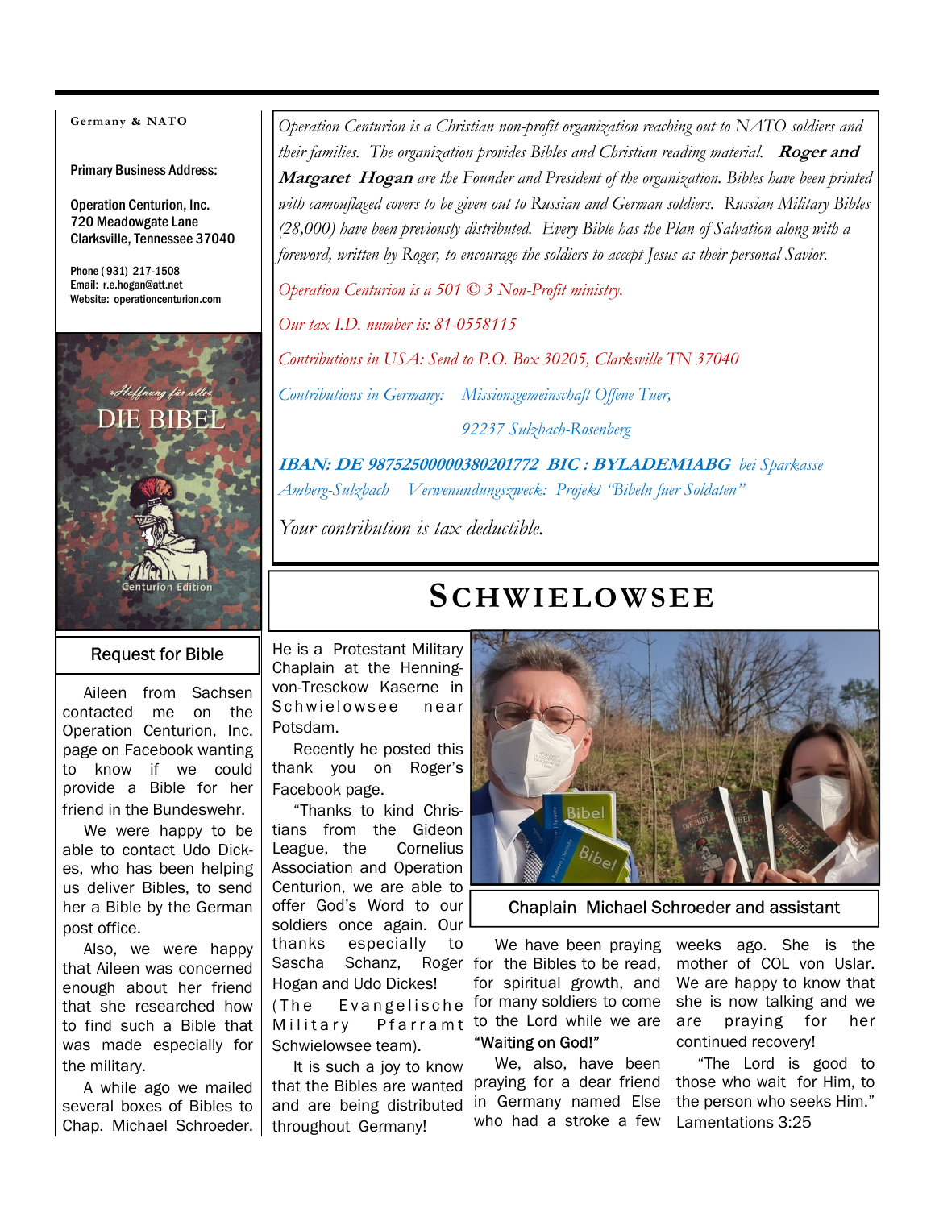Germany & NATO

Primary Business Address:

Operation Centurion, Inc.
720 Meadowgate Lane
Clarksville, Tennessee 37040

Phone (931) 217-1508
Email: r.e.hogan@att.net
Website: operationcenturion.com

*Operation Centurion is a Christian non-profit organization reaching out to NATO soldiers and their families. The organization provides Bibles and Christian reading material.* ***Roger and Margaret Hogan*** *are the Founder and President of the organization. Bibles have been printed with camouflaged covers to be given out to Russian and German soldiers. Russian Military Bibles (28,000) have been previously distributed. Every Bible has the Plan of Salvation along with a foreword, written by Roger, to encourage the soldiers to accept Jesus as their personal Savior.*

*Operation Centurion is a 501 © 3 Non-Profit ministry.*

*Our tax I.D. number is: 81-0558115*

*Contributions in USA: Send to P.O. Box 30205, Clarksville TN 37040*

*Contributions in Germany: Missionsgemeinschaft Offene Tuer,*
*92237 Sulzbach-Rosenberg*

***IBAN: DE 98752500000380201772 BIC : BYLADEM1ABG*** *bei Sparkasse Amberg-Sulzbach Verwenundungszweck: Projekt "Bibeln fuer Soldaten"*

*Your contribution is tax deductible.*

## Request for Bible

Aileen from Sachsen contacted me on the Operation Centurion, Inc. page on Facebook wanting to know if we could provide a Bible for her friend in the Bundeswehr.

We were happy to be able to contact Udo Dickes, who has been helping us deliver Bibles, to send her a Bible by the German post office.

Also, we were happy that Aileen was concerned enough about her friend that she researched how to find such a Bible that was made especially for the military.

## Schwielowsee

A while ago we mailed several boxes of Bibles to Chap. Michael Schroeder. He is a Protestant Military Chaplain at the Henning-von-Tresckow Kaserne in Schwielowsee near Potsdam.

Recently he posted this thank you on Roger's Facebook page.

"Thanks to kind Christians from the Gideon League, the Cornelius Association and Operation Centurion, we are able to offer God's Word to our soldiers once again. Our thanks especially to Sascha Schanz, Roger Hogan and Udo Dickes! (The Evangelische Military Pfarramt Schwielowsee team).

It is such a joy to know that the Bibles are wanted and are being distributed throughout Germany!

Chaplain Michael Schroeder and assistant

We have been praying for the Bibles to be read, for spiritual growth, and for many soldiers to come to the Lord while we are "Waiting on God!"

We, also, have been praying for a dear friend in Germany named Else who had a stroke a few weeks ago. She is the mother of COL von Uslar. We are happy to know that she is now talking and we are praying for her continued recovery!

"The Lord is good to those who wait for Him, to the person who seeks Him." Lamentations 3:25